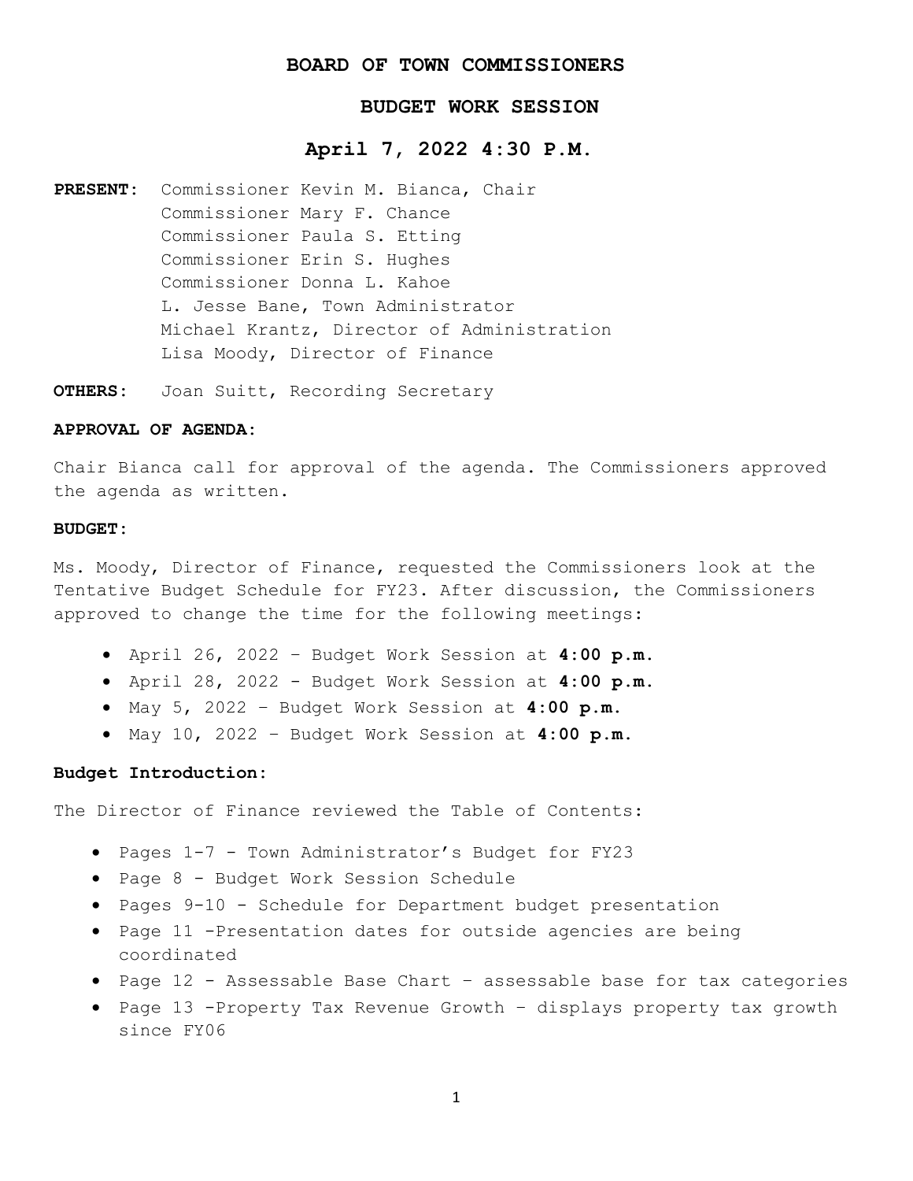# BOARD OF TOWN COMMISSIONERS

## BUDGET WORK SESSION

## April 7, 2022 4:30 P.M.

**PRESENT:** Commissioner Kevin M. Bianca, Chair
Commissioner Mary F. Chance
Commissioner Paula S. Etting
Commissioner Erin S. Hughes
Commissioner Donna L. Kahoe
L. Jesse Bane, Town Administrator
Michael Krantz, Director of Administration
Lisa Moody, Director of Finance

**OTHERS:** Joan Suitt, Recording Secretary

**APPROVAL OF AGENDA:**

Chair Bianca call for approval of the agenda. The Commissioners approved the agenda as written.

**BUDGET:**

Ms. Moody, Director of Finance, requested the Commissioners look at the Tentative Budget Schedule for FY23. After discussion, the Commissioners approved to change the time for the following meetings:

- April 26, 2022 – Budget Work Session at **4:00 p.m.**
- April 28, 2022 - Budget Work Session at **4:00 p.m.**
- May 5, 2022 – Budget Work Session at **4:00 p.m.**
- May 10, 2022 – Budget Work Session at **4:00 p.m.**

**Budget Introduction:**

The Director of Finance reviewed the Table of Contents:

- Pages 1-7 - Town Administrator's Budget for FY23
- Page 8 - Budget Work Session Schedule
- Pages 9-10 - Schedule for Department budget presentation
- Page 11 -Presentation dates for outside agencies are being coordinated
- Page 12 - Assessable Base Chart – assessable base for tax categories
- Page 13 -Property Tax Revenue Growth – displays property tax growth since FY06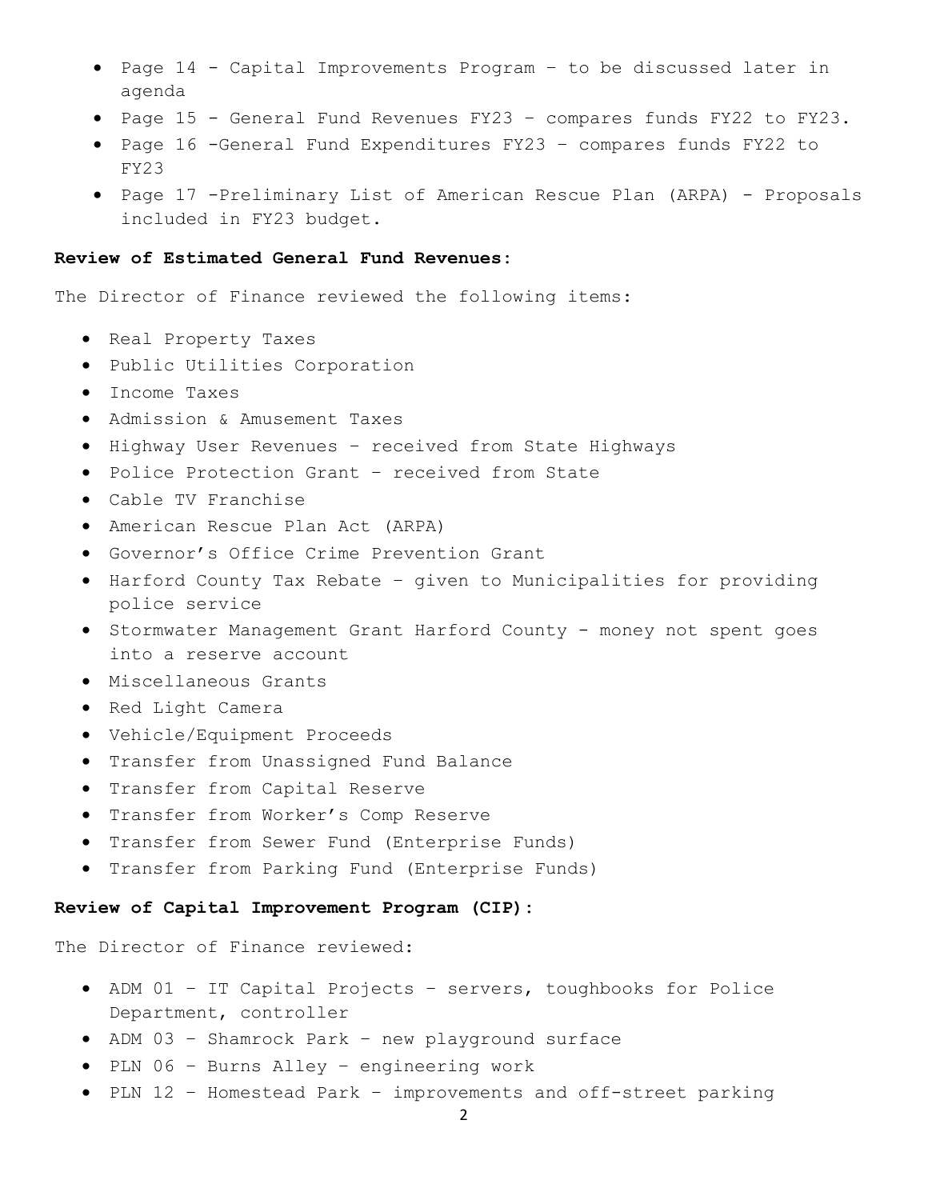- Page 14 - Capital Improvements Program – to be discussed later in agenda
- Page 15 - General Fund Revenues FY23 – compares funds FY22 to FY23.
- Page 16 -General Fund Expenditures FY23 – compares funds FY22 to FY23
- Page 17 -Preliminary List of American Rescue Plan (ARPA) - Proposals included in FY23 budget.

**Review of Estimated General Fund Revenues:**

The Director of Finance reviewed the following items:

- Real Property Taxes
- Public Utilities Corporation
- Income Taxes
- Admission & Amusement Taxes
- Highway User Revenues – received from State Highways
- Police Protection Grant – received from State
- Cable TV Franchise
- American Rescue Plan Act (ARPA)
- Governor's Office Crime Prevention Grant
- Harford County Tax Rebate – given to Municipalities for providing police service
- Stormwater Management Grant Harford County - money not spent goes into a reserve account
- Miscellaneous Grants
- Red Light Camera
- Vehicle/Equipment Proceeds
- Transfer from Unassigned Fund Balance
- Transfer from Capital Reserve
- Transfer from Worker's Comp Reserve
- Transfer from Sewer Fund (Enterprise Funds)
- Transfer from Parking Fund (Enterprise Funds)

**Review of Capital Improvement Program (CIP):**

The Director of Finance reviewed:

- ADM 01 – IT Capital Projects – servers, toughbooks for Police Department, controller
- ADM 03 – Shamrock Park – new playground surface
- PLN 06 – Burns Alley – engineering work
- PLN 12 – Homestead Park – improvements and off-street parking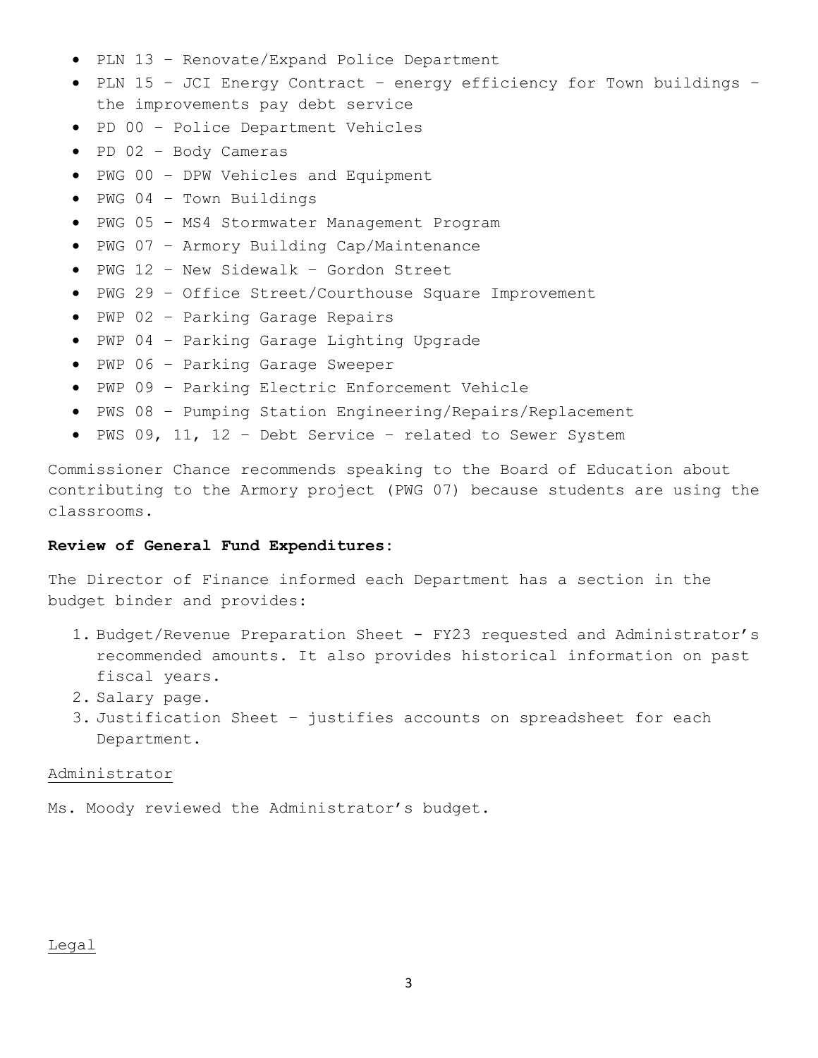- PLN 13 – Renovate/Expand Police Department
- PLN 15 – JCI Energy Contract – energy efficiency for Town buildings – the improvements pay debt service
- PD 00 – Police Department Vehicles
- PD 02 – Body Cameras
- PWG 00 – DPW Vehicles and Equipment
- PWG 04 – Town Buildings
- PWG 05 – MS4 Stormwater Management Program
- PWG 07 – Armory Building Cap/Maintenance
- PWG 12 – New Sidewalk – Gordon Street
- PWG 29 – Office Street/Courthouse Square Improvement
- PWP 02 – Parking Garage Repairs
- PWP 04 – Parking Garage Lighting Upgrade
- PWP 06 – Parking Garage Sweeper
- PWP 09 – Parking Electric Enforcement Vehicle
- PWS 08 – Pumping Station Engineering/Repairs/Replacement
- PWS 09, 11, 12 – Debt Service – related to Sewer System

Commissioner Chance recommends speaking to the Board of Education about contributing to the Armory project (PWG 07) because students are using the classrooms.

**Review of General Fund Expenditures:**

The Director of Finance informed each Department has a section in the budget binder and provides:

1. Budget/Revenue Preparation Sheet - FY23 requested and Administrator's recommended amounts. It also provides historical information on past fiscal years.
2. Salary page.
3. Justification Sheet – justifies accounts on spreadsheet for each Department.

<u>Administrator</u>

Ms. Moody reviewed the Administrator's budget.

<u>Legal</u>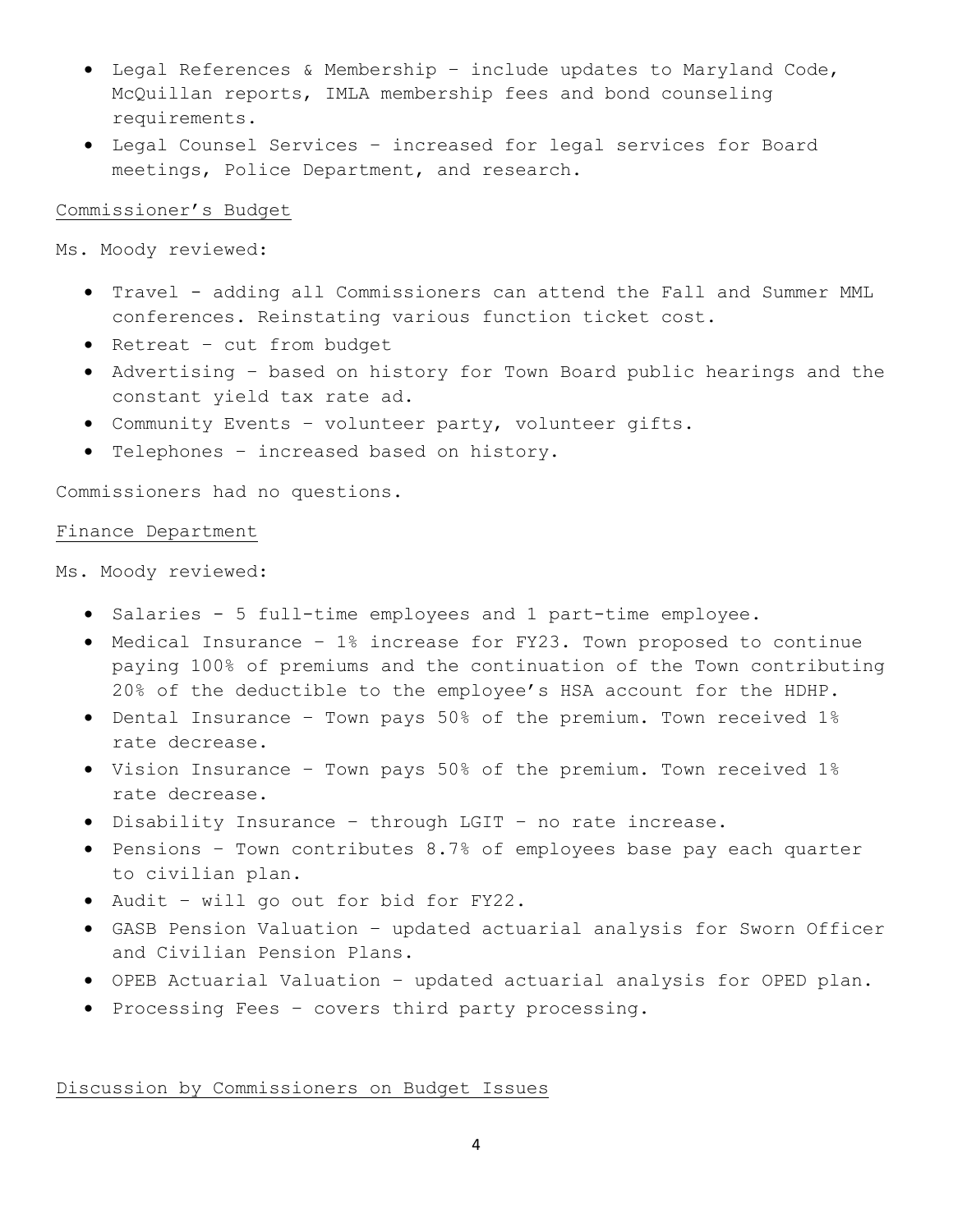- Legal References & Membership – include updates to Maryland Code, McQuillan reports, IMLA membership fees and bond counseling requirements.
- Legal Counsel Services – increased for legal services for Board meetings, Police Department, and research.

<u>Commissioner's Budget</u>

Ms. Moody reviewed:

- Travel - adding all Commissioners can attend the Fall and Summer MML conferences. Reinstating various function ticket cost.
- Retreat – cut from budget
- Advertising – based on history for Town Board public hearings and the constant yield tax rate ad.
- Community Events – volunteer party, volunteer gifts.
- Telephones – increased based on history.

Commissioners had no questions.

<u>Finance Department</u>

Ms. Moody reviewed:

- Salaries - 5 full-time employees and 1 part-time employee.
- Medical Insurance – 1% increase for FY23. Town proposed to continue paying 100% of premiums and the continuation of the Town contributing 20% of the deductible to the employee's HSA account for the HDHP.
- Dental Insurance – Town pays 50% of the premium. Town received 1% rate decrease.
- Vision Insurance – Town pays 50% of the premium. Town received 1% rate decrease.
- Disability Insurance – through LGIT – no rate increase.
- Pensions – Town contributes 8.7% of employees base pay each quarter to civilian plan.
- Audit – will go out for bid for FY22.
- GASB Pension Valuation – updated actuarial analysis for Sworn Officer and Civilian Pension Plans.
- OPEB Actuarial Valuation – updated actuarial analysis for OPED plan.
- Processing Fees – covers third party processing.

<u>Discussion by Commissioners on Budget Issues</u>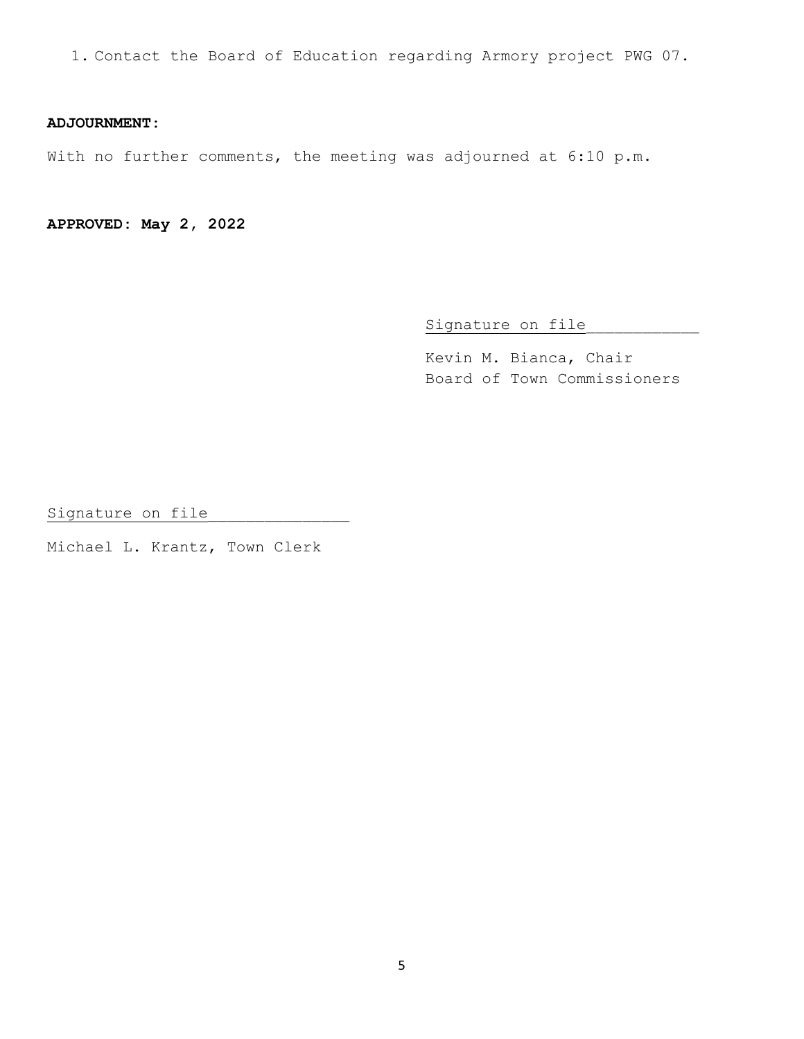1. Contact the Board of Education regarding Armory project PWG 07.

**ADJOURNMENT:**

With no further comments, the meeting was adjourned at 6:10 p.m.

**APPROVED: May 2, 2022**

Signature on file____________

Kevin M. Bianca, Chair
Board of Town Commissioners

Signature on file_______________

Michael L. Krantz, Town Clerk